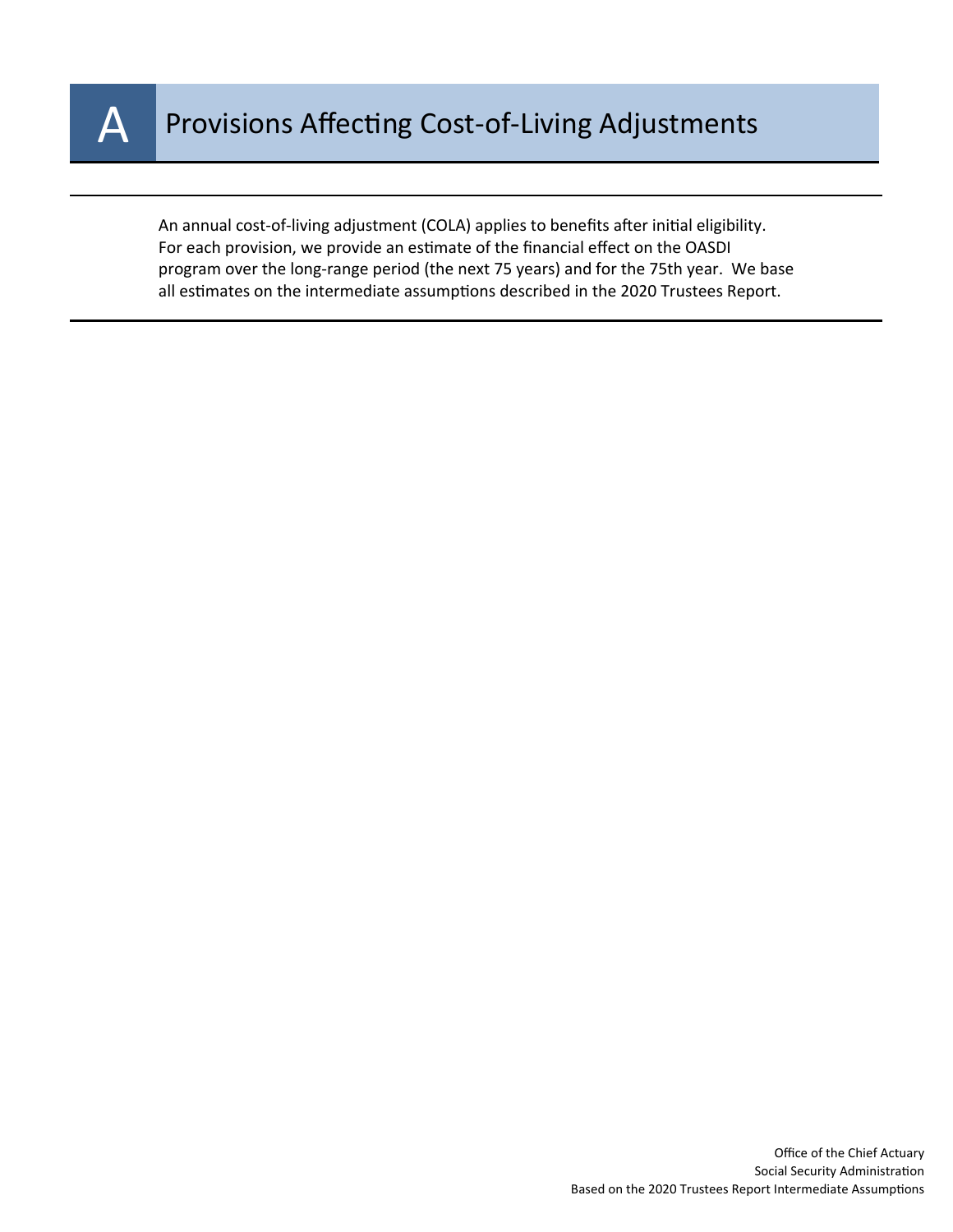# A Provisions Affecting Cost-of-Living Adjustments

An annual cost-of-living adjustment (COLA) applies to benefits after initial eligibility. For each provision, we provide an estimate of the financial effect on the OASDI program over the long-range period (the next 75 years) and for the 75th year. We base all estimates on the intermediate assumptions described in the 2020 Trustees Report.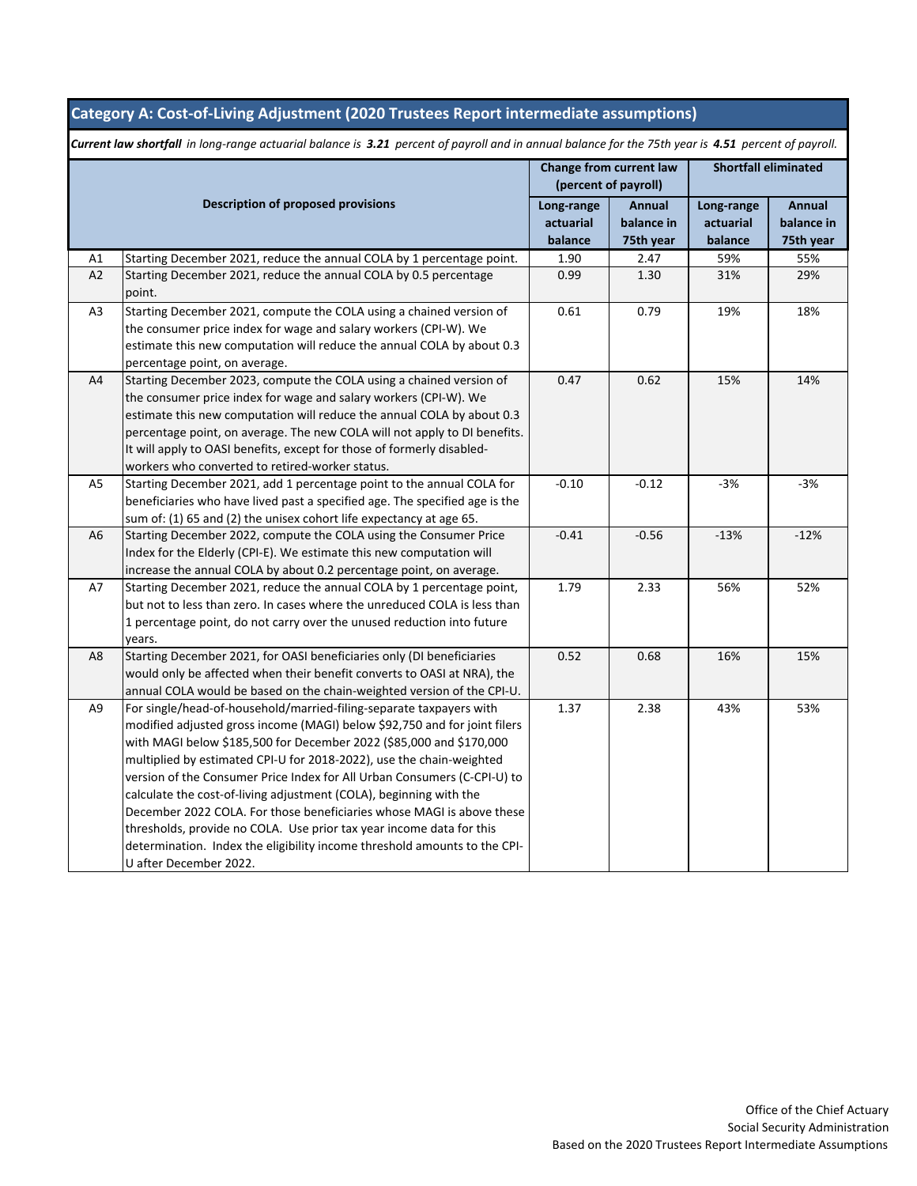## Category A: Cost-of-Living Adjustment (2020 Trustees Report intermediate assumptions)

***Current law shortfall*** *in long-range actuarial balance is* ***3.21*** *percent of payroll and in annual balance for the 75th year is* ***4.51*** *percent of payroll.*

| | Description of proposed provisions | Change from current law (percent of payroll) | | Shortfall eliminated | |
|---|---|---|---|---|---|
| | | Long-range actuarial balance | Annual balance in 75th year | Long-range actuarial balance | Annual balance in 75th year |
| A1 | Starting December 2021, reduce the annual COLA by 1 percentage point. | 1.90 | 2.47 | 59% | 55% |
| A2 | Starting December 2021, reduce the annual COLA by 0.5 percentage point. | 0.99 | 1.30 | 31% | 29% |
| A3 | Starting December 2021, compute the COLA using a chained version of the consumer price index for wage and salary workers (CPI-W). We estimate this new computation will reduce the annual COLA by about 0.3 percentage point, on average. | 0.61 | 0.79 | 19% | 18% |
| A4 | Starting December 2023, compute the COLA using a chained version of the consumer price index for wage and salary workers (CPI-W). We estimate this new computation will reduce the annual COLA by about 0.3 percentage point, on average. The new COLA will not apply to DI benefits. It will apply to OASI benefits, except for those of formerly disabled-workers who converted to retired-worker status. | 0.47 | 0.62 | 15% | 14% |
| A5 | Starting December 2021, add 1 percentage point to the annual COLA for beneficiaries who have lived past a specified age. The specified age is the sum of: (1) 65 and (2) the unisex cohort life expectancy at age 65. | -0.10 | -0.12 | -3% | -3% |
| A6 | Starting December 2022, compute the COLA using the Consumer Price Index for the Elderly (CPI-E). We estimate this new computation will increase the annual COLA by about 0.2 percentage point, on average. | -0.41 | -0.56 | -13% | -12% |
| A7 | Starting December 2021, reduce the annual COLA by 1 percentage point, but not to less than zero. In cases where the unreduced COLA is less than 1 percentage point, do not carry over the unused reduction into future years. | 1.79 | 2.33 | 56% | 52% |
| A8 | Starting December 2021, for OASI beneficiaries only (DI beneficiaries would only be affected when their benefit converts to OASI at NRA), the annual COLA would be based on the chain-weighted version of the CPI-U. | 0.52 | 0.68 | 16% | 15% |
| A9 | For single/head-of-household/married-filing-separate taxpayers with modified adjusted gross income (MAGI) below $92,750 and for joint filers with MAGI below $185,500 for December 2022 ($85,000 and $170,000 multiplied by estimated CPI-U for 2018-2022), use the chain-weighted version of the Consumer Price Index for All Urban Consumers (C-CPI-U) to calculate the cost-of-living adjustment (COLA), beginning with the December 2022 COLA. For those beneficiaries whose MAGI is above these thresholds, provide no COLA. Use prior tax year income data for this determination. Index the eligibility income threshold amounts to the CPI-U after December 2022. | 1.37 | 2.38 | 43% | 53% |

Office of the Chief Actuary
Social Security Administration
Based on the 2020 Trustees Report Intermediate Assumptions